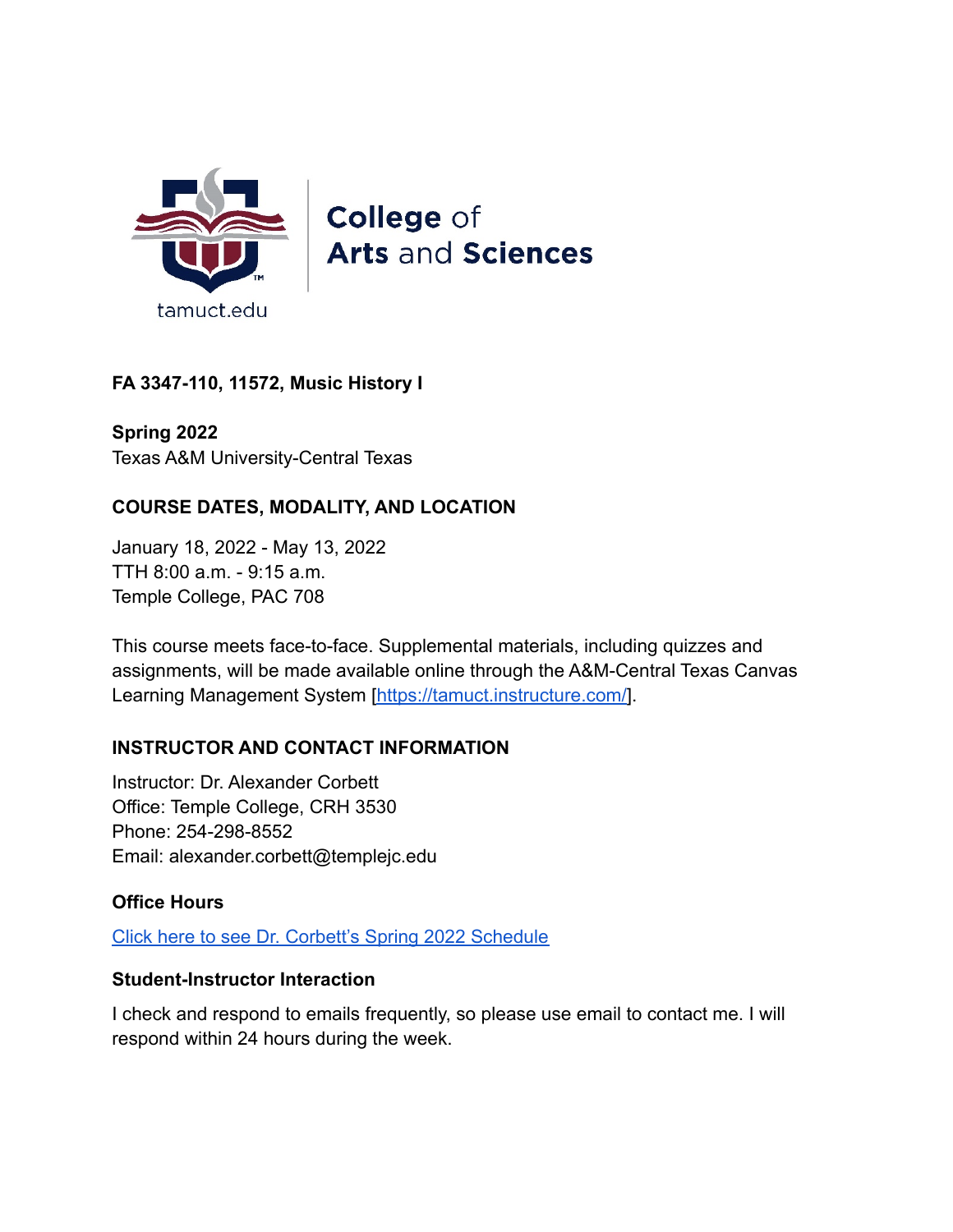College of Arts and Sciences

tamuct.edu

**FA 3347-110, 11572, Music History I**

**Spring 2022**
Texas A&M University-Central Texas

## COURSE DATES, MODALITY, AND LOCATION

January 18, 2022 - May 13, 2022
TTH 8:00 a.m. - 9:15 a.m.
Temple College, PAC 708

This course meets face-to-face. Supplemental materials, including quizzes and assignments, will be made available online through the A&M-Central Texas Canvas Learning Management System [https://tamuct.instructure.com/].

## INSTRUCTOR AND CONTACT INFORMATION

Instructor: Dr. Alexander Corbett
Office: Temple College, CRH 3530
Phone: 254-298-8552
Email: alexander.corbett@templejc.edu

### Office Hours

Click here to see Dr. Corbett's Spring 2022 Schedule

### Student-Instructor Interaction

I check and respond to emails frequently, so please use email to contact me. I will respond within 24 hours during the week.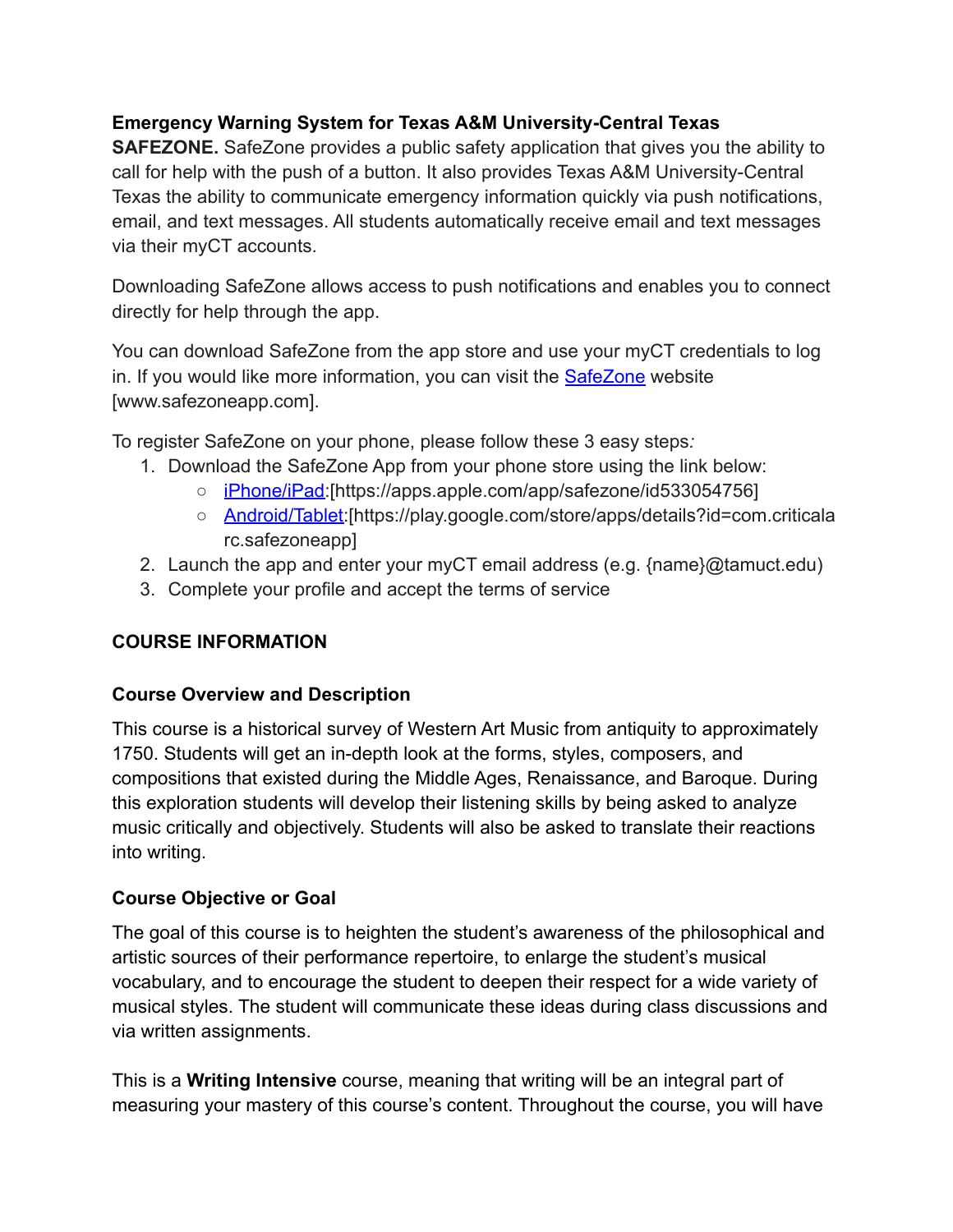**Emergency Warning System for Texas A&M University-Central Texas**

**SAFEZONE.** SafeZone provides a public safety application that gives you the ability to call for help with the push of a button. It also provides Texas A&M University-Central Texas the ability to communicate emergency information quickly via push notifications, email, and text messages. All students automatically receive email and text messages via their myCT accounts.

Downloading SafeZone allows access to push notifications and enables you to connect directly for help through the app.

You can download SafeZone from the app store and use your myCT credentials to log in. If you would like more information, you can visit the [SafeZone](http://www.safezoneapp.com) website [www.safezoneapp.com].

To register SafeZone on your phone, please follow these 3 easy steps*:*

1. Download the SafeZone App from your phone store using the link below:
   - [iPhone/iPad](https://apps.apple.com/app/safezone/id533054756):[https://apps.apple.com/app/safezone/id533054756]
   - [Android/Tablet](https://play.google.com/store/apps/details?id=com.criticalarc.safezoneapp):[https://play.google.com/store/apps/details?id=com.criticalarc.safezoneapp]
2. Launch the app and enter your myCT email address (e.g. {name}@tamuct.edu)
3. Complete your profile and accept the terms of service

## COURSE INFORMATION

### Course Overview and Description

This course is a historical survey of Western Art Music from antiquity to approximately 1750. Students will get an in-depth look at the forms, styles, composers, and compositions that existed during the Middle Ages, Renaissance, and Baroque. During this exploration students will develop their listening skills by being asked to analyze music critically and objectively. Students will also be asked to translate their reactions into writing.

### Course Objective or Goal

The goal of this course is to heighten the student's awareness of the philosophical and artistic sources of their performance repertoire, to enlarge the student's musical vocabulary, and to encourage the student to deepen their respect for a wide variety of musical styles. The student will communicate these ideas during class discussions and via written assignments.

This is a **Writing Intensive** course, meaning that writing will be an integral part of measuring your mastery of this course's content. Throughout the course, you will have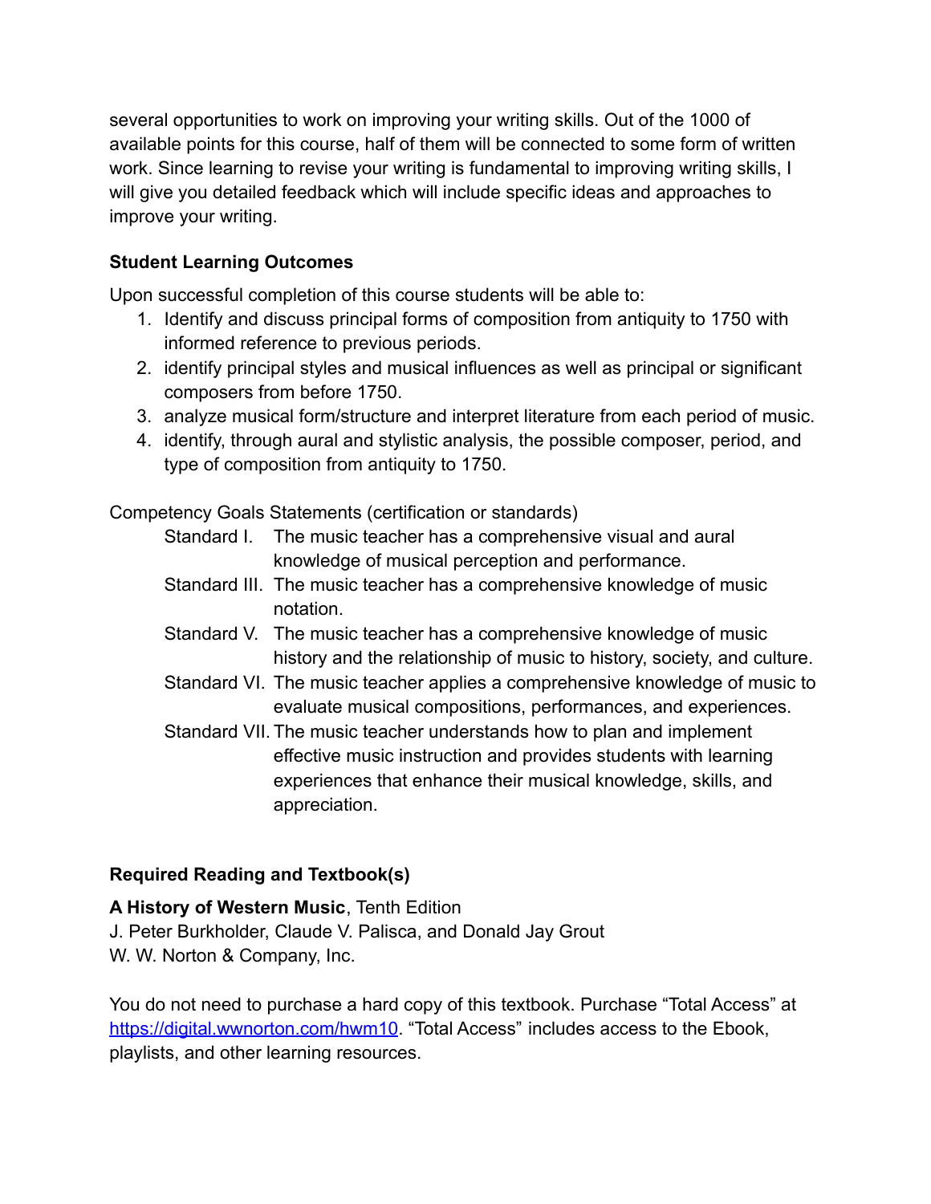several opportunities to work on improving your writing skills. Out of the 1000 of available points for this course, half of them will be connected to some form of written work. Since learning to revise your writing is fundamental to improving writing skills, I will give you detailed feedback which will include specific ideas and approaches to improve your writing.

**Student Learning Outcomes**

Upon successful completion of this course students will be able to:

1. Identify and discuss principal forms of composition from antiquity to 1750 with informed reference to previous periods.
2. identify principal styles and musical influences as well as principal or significant composers from before 1750.
3. analyze musical form/structure and interpret literature from each period of music.
4. identify, through aural and stylistic analysis, the possible composer, period, and type of composition from antiquity to 1750.

Competency Goals Statements (certification or standards)

- Standard I. The music teacher has a comprehensive visual and aural knowledge of musical perception and performance.
- Standard III. The music teacher has a comprehensive knowledge of music notation.
- Standard V. The music teacher has a comprehensive knowledge of music history and the relationship of music to history, society, and culture.
- Standard VI. The music teacher applies a comprehensive knowledge of music to evaluate musical compositions, performances, and experiences.
- Standard VII. The music teacher understands how to plan and implement effective music instruction and provides students with learning experiences that enhance their musical knowledge, skills, and appreciation.

**Required Reading and Textbook(s)**

**A History of Western Music**, Tenth Edition
J. Peter Burkholder, Claude V. Palisca, and Donald Jay Grout
W. W. Norton & Company, Inc.

You do not need to purchase a hard copy of this textbook. Purchase "Total Access" at [https://digital.wwnorton.com/hwm10](https://digital.wwnorton.com/hwm10). "Total Access" includes access to the Ebook, playlists, and other learning resources.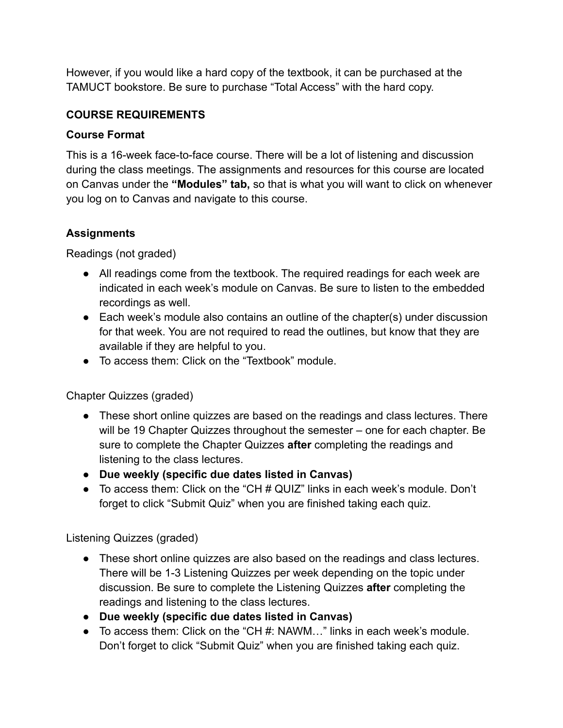However, if you would like a hard copy of the textbook, it can be purchased at the TAMUCT bookstore. Be sure to purchase “Total Access” with the hard copy.

## COURSE REQUIREMENTS

### Course Format

This is a 16-week face-to-face course. There will be a lot of listening and discussion during the class meetings. The assignments and resources for this course are located on Canvas under the **“Modules” tab,** so that is what you will want to click on whenever you log on to Canvas and navigate to this course.

### Assignments

Readings (not graded)

- All readings come from the textbook. The required readings for each week are indicated in each week’s module on Canvas. Be sure to listen to the embedded recordings as well.
- Each week’s module also contains an outline of the chapter(s) under discussion for that week. You are not required to read the outlines, but know that they are available if they are helpful to you.
- To access them: Click on the “Textbook” module.

Chapter Quizzes (graded)

- These short online quizzes are based on the readings and class lectures. There will be 19 Chapter Quizzes throughout the semester – one for each chapter. Be sure to complete the Chapter Quizzes **after** completing the readings and listening to the class lectures.
- **Due weekly (specific due dates listed in Canvas)**
- To access them: Click on the “CH # QUIZ” links in each week’s module. Don’t forget to click “Submit Quiz” when you are finished taking each quiz.

Listening Quizzes (graded)

- These short online quizzes are also based on the readings and class lectures. There will be 1-3 Listening Quizzes per week depending on the topic under discussion. Be sure to complete the Listening Quizzes **after** completing the readings and listening to the class lectures.
- **Due weekly (specific due dates listed in Canvas)**
- To access them: Click on the “CH #: NAWM…” links in each week’s module. Don’t forget to click “Submit Quiz” when you are finished taking each quiz.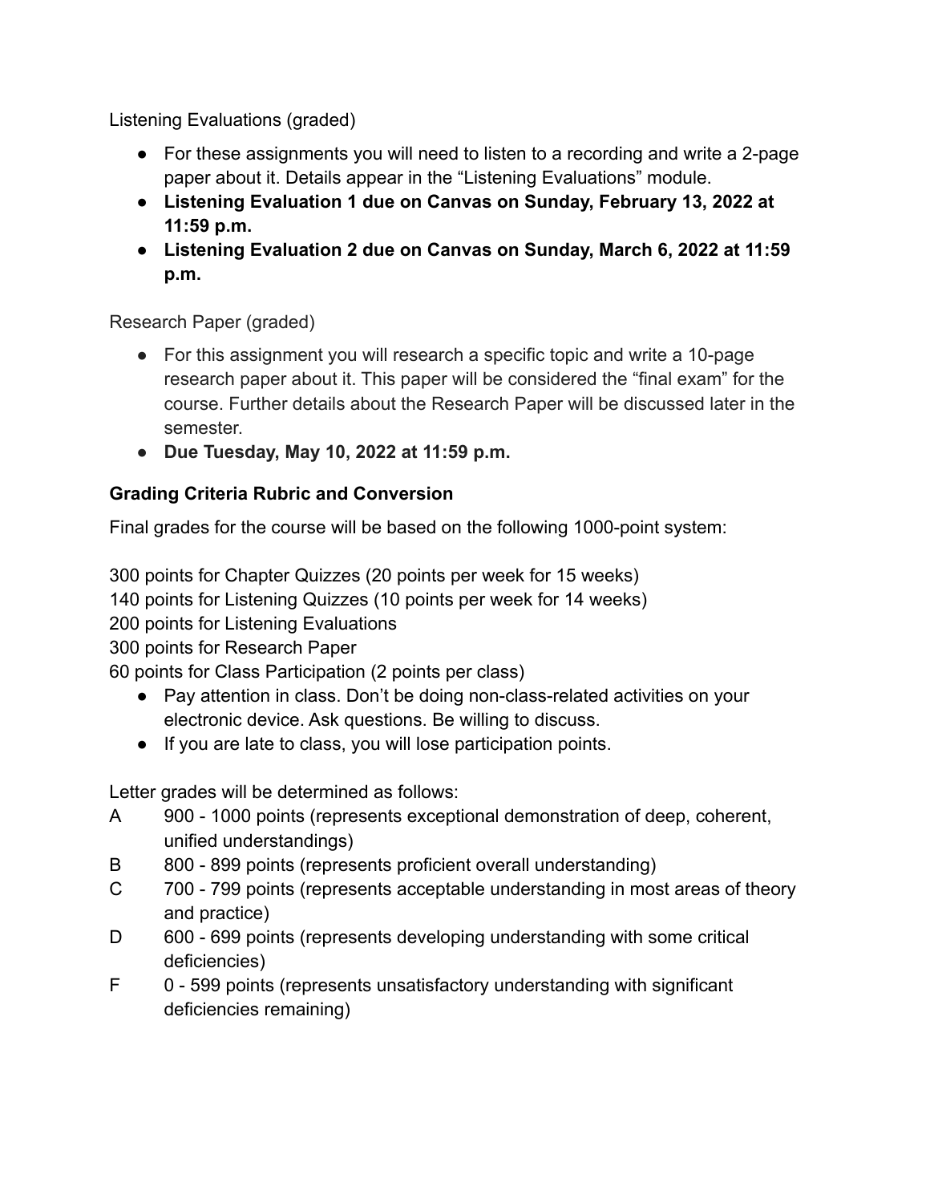Listening Evaluations (graded)

- For these assignments you will need to listen to a recording and write a 2-page paper about it. Details appear in the "Listening Evaluations" module.
- **Listening Evaluation 1 due on Canvas on Sunday, February 13, 2022 at 11:59 p.m.**
- **Listening Evaluation 2 due on Canvas on Sunday, March 6, 2022 at 11:59 p.m.**

Research Paper (graded)

- For this assignment you will research a specific topic and write a 10-page research paper about it. This paper will be considered the "final exam" for the course. Further details about the Research Paper will be discussed later in the semester.
- **Due Tuesday, May 10, 2022 at 11:59 p.m.**

**Grading Criteria Rubric and Conversion**

Final grades for the course will be based on the following 1000-point system:

300 points for Chapter Quizzes (20 points per week for 15 weeks)
140 points for Listening Quizzes (10 points per week for 14 weeks)
200 points for Listening Evaluations
300 points for Research Paper
60 points for Class Participation (2 points per class)

- Pay attention in class. Don't be doing non-class-related activities on your electronic device. Ask questions. Be willing to discuss.
- If you are late to class, you will lose participation points.

Letter grades will be determined as follows:

A 900 - 1000 points (represents exceptional demonstration of deep, coherent, unified understandings)
B 800 - 899 points (represents proficient overall understanding)
C 700 - 799 points (represents acceptable understanding in most areas of theory and practice)
D 600 - 699 points (represents developing understanding with some critical deficiencies)
F 0 - 599 points (represents unsatisfactory understanding with significant deficiencies remaining)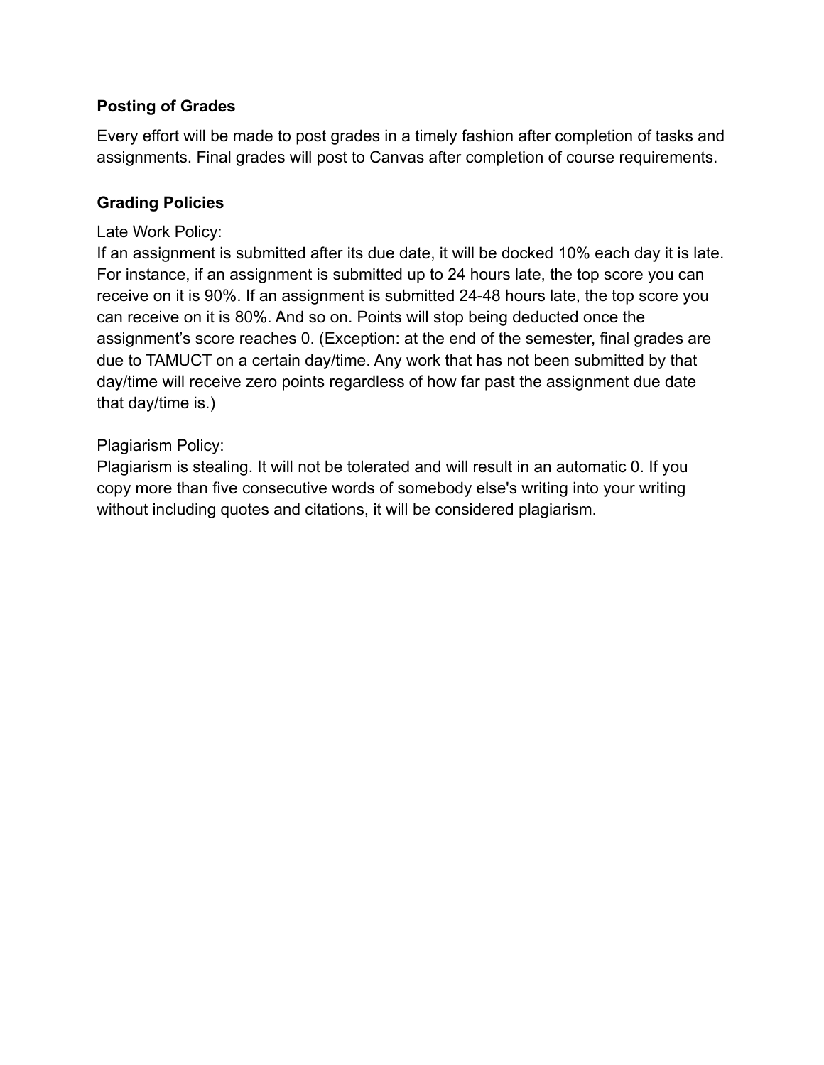**Posting of Grades**

Every effort will be made to post grades in a timely fashion after completion of tasks and assignments. Final grades will post to Canvas after completion of course requirements.

**Grading Policies**

Late Work Policy:
If an assignment is submitted after its due date, it will be docked 10% each day it is late. For instance, if an assignment is submitted up to 24 hours late, the top score you can receive on it is 90%. If an assignment is submitted 24-48 hours late, the top score you can receive on it is 80%. And so on. Points will stop being deducted once the assignment's score reaches 0. (Exception: at the end of the semester, final grades are due to TAMUCT on a certain day/time. Any work that has not been submitted by that day/time will receive zero points regardless of how far past the assignment due date that day/time is.)

Plagiarism Policy:
Plagiarism is stealing. It will not be tolerated and will result in an automatic 0. If you copy more than five consecutive words of somebody else's writing into your writing without including quotes and citations, it will be considered plagiarism.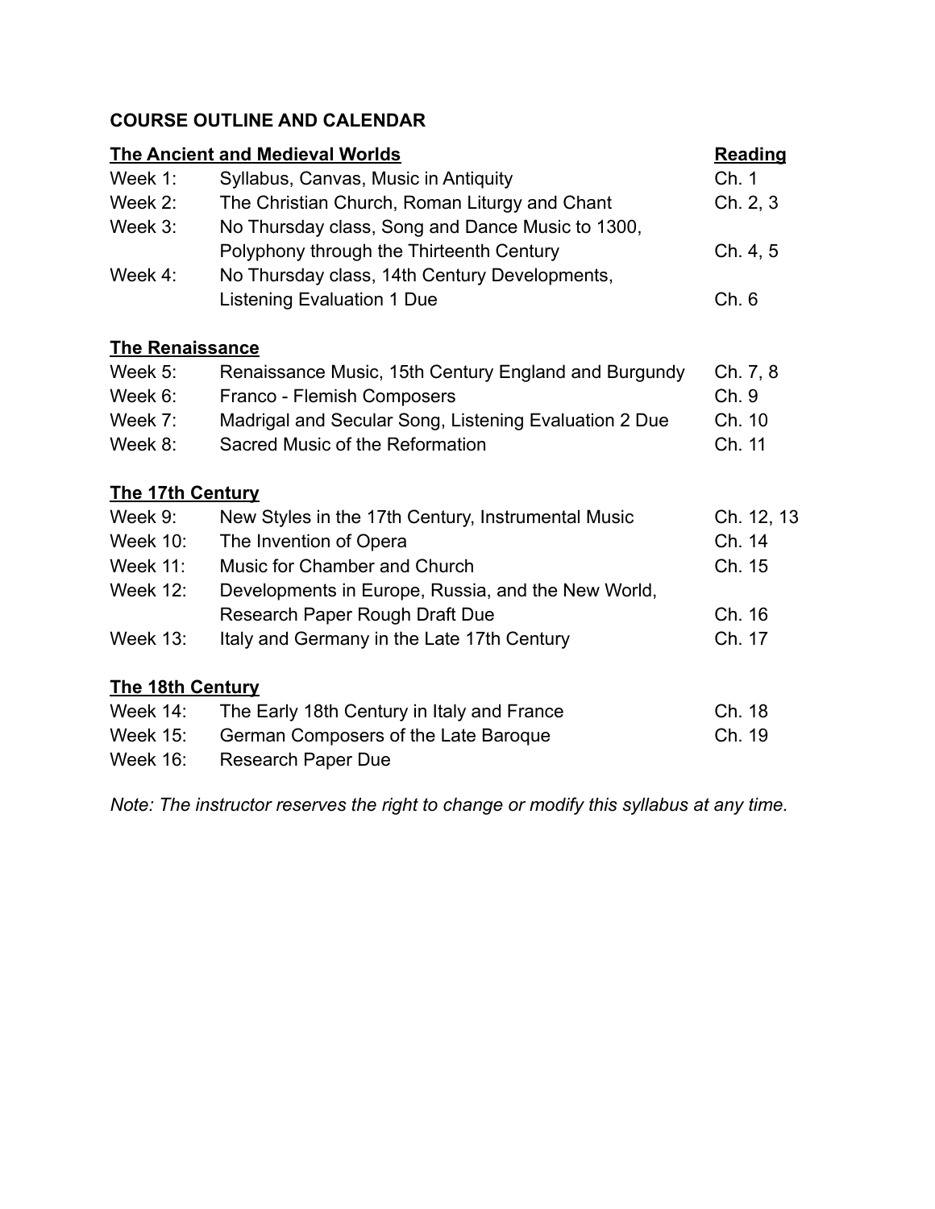**COURSE OUTLINE AND CALENDAR**

| **The Ancient and Medieval Worlds** | | **Reading** |
|---|---|---|
| Week 1: | Syllabus, Canvas, Music in Antiquity | Ch. 1 |
| Week 2: | The Christian Church, Roman Liturgy and Chant | Ch. 2, 3 |
| Week 3: | No Thursday class, Song and Dance Music to 1300, Polyphony through the Thirteenth Century | Ch. 4, 5 |
| Week 4: | No Thursday class, 14th Century Developments, Listening Evaluation 1 Due | Ch. 6 |

| **The Renaissance** | | |
|---|---|---|
| Week 5: | Renaissance Music, 15th Century England and Burgundy | Ch. 7, 8 |
| Week 6: | Franco - Flemish Composers | Ch. 9 |
| Week 7: | Madrigal and Secular Song, Listening Evaluation 2 Due | Ch. 10 |
| Week 8: | Sacred Music of the Reformation | Ch. 11 |

| **The 17th Century** | | |
|---|---|---|
| Week 9: | New Styles in the 17th Century, Instrumental Music | Ch. 12, 13 |
| Week 10: | The Invention of Opera | Ch. 14 |
| Week 11: | Music for Chamber and Church | Ch. 15 |
| Week 12: | Developments in Europe, Russia, and the New World, Research Paper Rough Draft Due | Ch. 16 |
| Week 13: | Italy and Germany in the Late 17th Century | Ch. 17 |

| **The 18th Century** | | |
|---|---|---|
| Week 14: | The Early 18th Century in Italy and France | Ch. 18 |
| Week 15: | German Composers of the Late Baroque | Ch. 19 |
| Week 16: | Research Paper Due | |

*Note: The instructor reserves the right to change or modify this syllabus at any time.*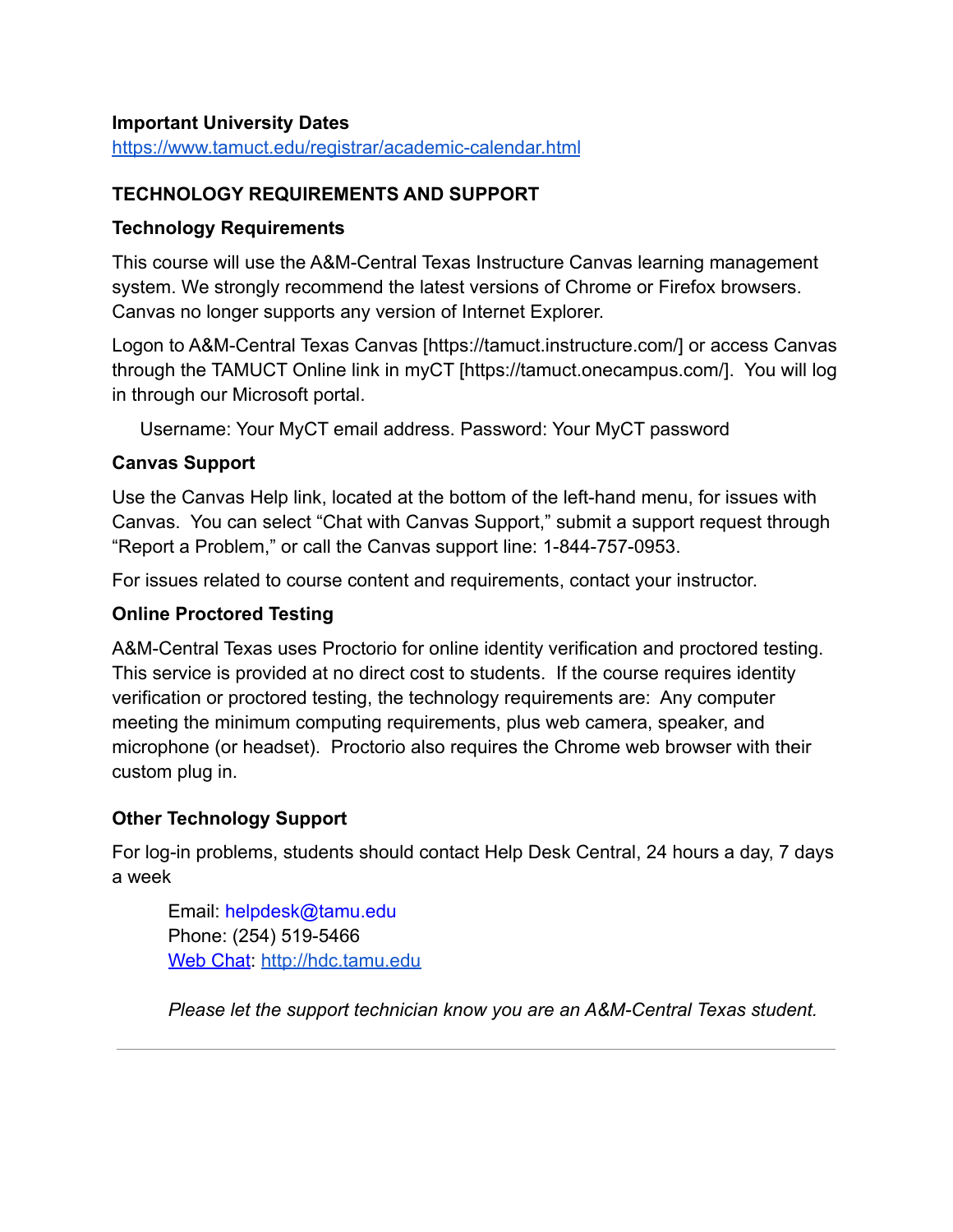**Important University Dates**
[https://www.tamuct.edu/registrar/academic-calendar.html](https://www.tamuct.edu/registrar/academic-calendar.html)

## TECHNOLOGY REQUIREMENTS AND SUPPORT

### Technology Requirements

This course will use the A&M-Central Texas Instructure Canvas learning management system. We strongly recommend the latest versions of Chrome or Firefox browsers. Canvas no longer supports any version of Internet Explorer.

Logon to A&M-Central Texas Canvas [https://tamuct.instructure.com/] or access Canvas through the TAMUCT Online link in myCT [https://tamuct.onecampus.com/]. You will log in through our Microsoft portal.

Username: Your MyCT email address. Password: Your MyCT password

### Canvas Support

Use the Canvas Help link, located at the bottom of the left-hand menu, for issues with Canvas. You can select "Chat with Canvas Support," submit a support request through "Report a Problem," or call the Canvas support line: 1-844-757-0953.

For issues related to course content and requirements, contact your instructor.

### Online Proctored Testing

A&M-Central Texas uses Proctorio for online identity verification and proctored testing. This service is provided at no direct cost to students. If the course requires identity verification or proctored testing, the technology requirements are: Any computer meeting the minimum computing requirements, plus web camera, speaker, and microphone (or headset). Proctorio also requires the Chrome web browser with their custom plug in.

### Other Technology Support

For log-in problems, students should contact Help Desk Central, 24 hours a day, 7 days a week

Email: helpdesk@tamu.edu
Phone: (254) 519-5466
[Web Chat](http://hdc.tamu.edu): [http://hdc.tamu.edu](http://hdc.tamu.edu)

*Please let the support technician know you are an A&M-Central Texas student.*

---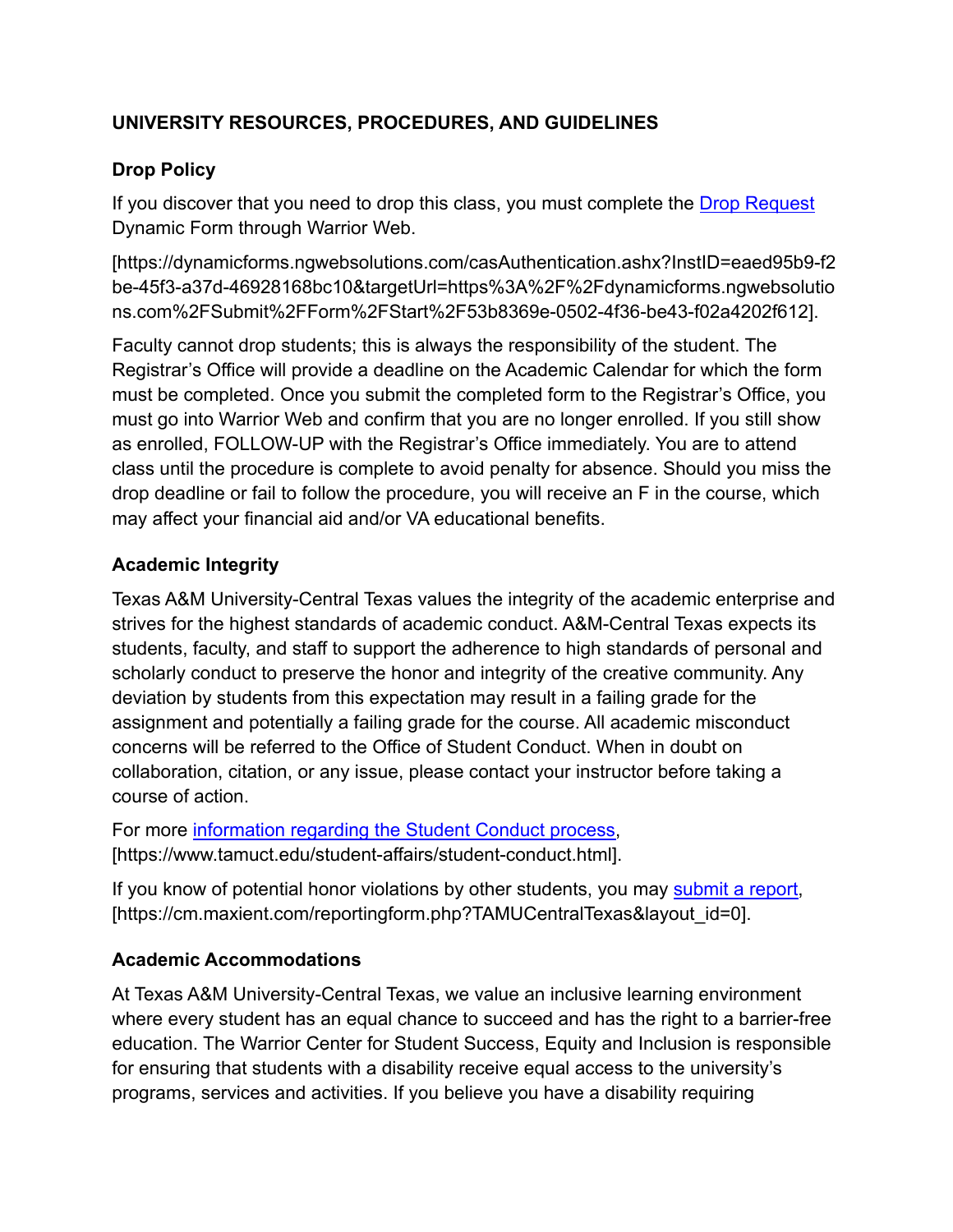## UNIVERSITY RESOURCES, PROCEDURES, AND GUIDELINES

### Drop Policy

If you discover that you need to drop this class, you must complete the Drop Request Dynamic Form through Warrior Web.

[https://dynamicforms.ngwebsolutions.com/casAuthentication.ashx?InstID=eaed95b9-f2be-45f3-a37d-46928168bc10&targetUrl=https%3A%2F%2Fdynamicforms.ngwebsolutions.com%2FSubmit%2FForm%2FStart%2F53b8369e-0502-4f36-be43-f02a4202f612].

Faculty cannot drop students; this is always the responsibility of the student. The Registrar's Office will provide a deadline on the Academic Calendar for which the form must be completed. Once you submit the completed form to the Registrar's Office, you must go into Warrior Web and confirm that you are no longer enrolled. If you still show as enrolled, FOLLOW-UP with the Registrar's Office immediately. You are to attend class until the procedure is complete to avoid penalty for absence. Should you miss the drop deadline or fail to follow the procedure, you will receive an F in the course, which may affect your financial aid and/or VA educational benefits.

### Academic Integrity

Texas A&M University-Central Texas values the integrity of the academic enterprise and strives for the highest standards of academic conduct. A&M-Central Texas expects its students, faculty, and staff to support the adherence to high standards of personal and scholarly conduct to preserve the honor and integrity of the creative community. Any deviation by students from this expectation may result in a failing grade for the assignment and potentially a failing grade for the course. All academic misconduct concerns will be referred to the Office of Student Conduct. When in doubt on collaboration, citation, or any issue, please contact your instructor before taking a course of action.

For more information regarding the Student Conduct process, [https://www.tamuct.edu/student-affairs/student-conduct.html].

If you know of potential honor violations by other students, you may submit a report, [https://cm.maxient.com/reportingform.php?TAMUCentralTexas&layout_id=0].

### Academic Accommodations

At Texas A&M University-Central Texas, we value an inclusive learning environment where every student has an equal chance to succeed and has the right to a barrier-free education. The Warrior Center for Student Success, Equity and Inclusion is responsible for ensuring that students with a disability receive equal access to the university's programs, services and activities. If you believe you have a disability requiring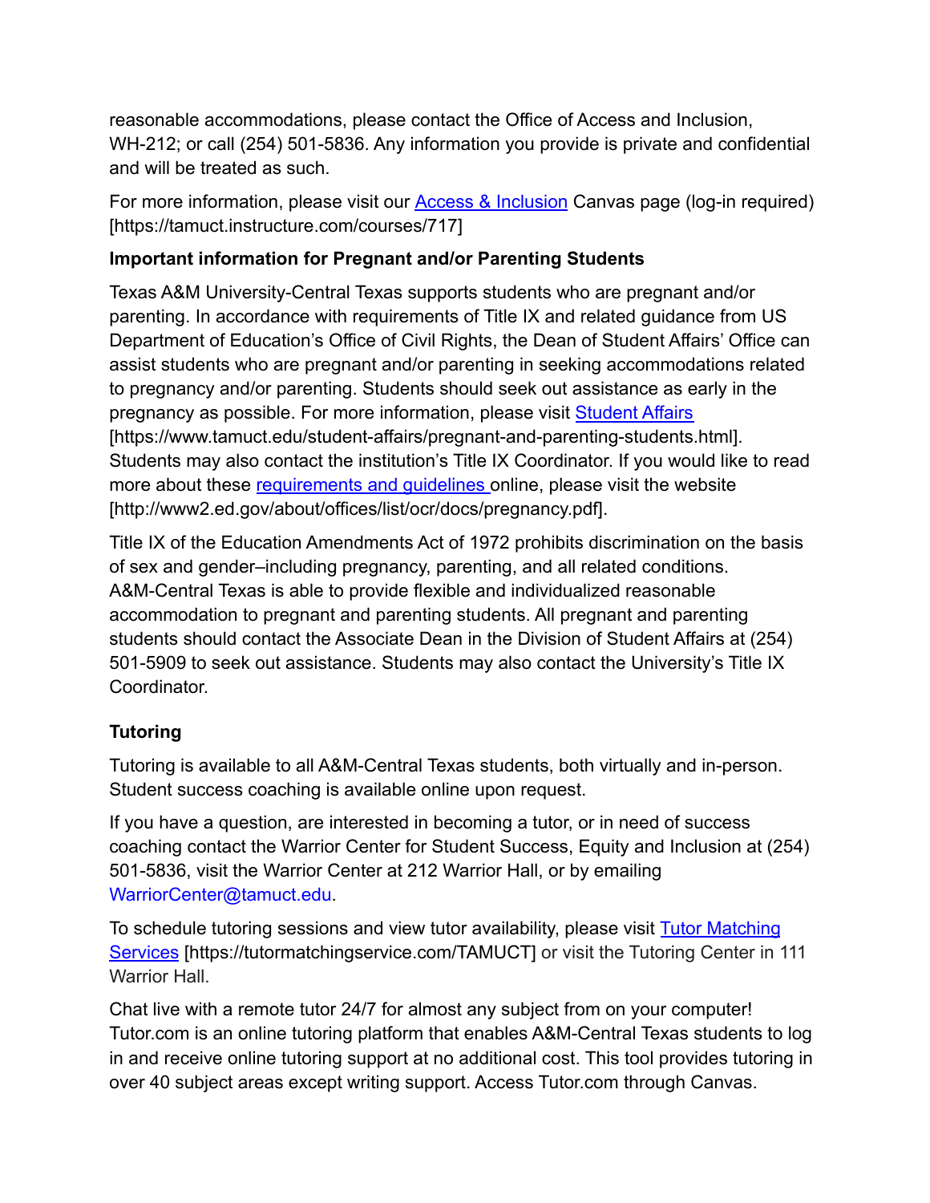reasonable accommodations, please contact the Office of Access and Inclusion, WH-212; or call (254) 501-5836. Any information you provide is private and confidential and will be treated as such.

For more information, please visit our Access & Inclusion Canvas page (log-in required) [https://tamuct.instructure.com/courses/717]

**Important information for Pregnant and/or Parenting Students**

Texas A&M University-Central Texas supports students who are pregnant and/or parenting. In accordance with requirements of Title IX and related guidance from US Department of Education's Office of Civil Rights, the Dean of Student Affairs' Office can assist students who are pregnant and/or parenting in seeking accommodations related to pregnancy and/or parenting. Students should seek out assistance as early in the pregnancy as possible. For more information, please visit Student Affairs [https://www.tamuct.edu/student-affairs/pregnant-and-parenting-students.html]. Students may also contact the institution's Title IX Coordinator. If you would like to read more about these requirements and guidelines online, please visit the website [http://www2.ed.gov/about/offices/list/ocr/docs/pregnancy.pdf].

Title IX of the Education Amendments Act of 1972 prohibits discrimination on the basis of sex and gender–including pregnancy, parenting, and all related conditions. A&M-Central Texas is able to provide flexible and individualized reasonable accommodation to pregnant and parenting students. All pregnant and parenting students should contact the Associate Dean in the Division of Student Affairs at (254) 501-5909 to seek out assistance. Students may also contact the University's Title IX Coordinator.

**Tutoring**

Tutoring is available to all A&M-Central Texas students, both virtually and in-person. Student success coaching is available online upon request.

If you have a question, are interested in becoming a tutor, or in need of success coaching contact the Warrior Center for Student Success, Equity and Inclusion at (254) 501-5836, visit the Warrior Center at 212 Warrior Hall, or by emailing WarriorCenter@tamuct.edu.

To schedule tutoring sessions and view tutor availability, please visit Tutor Matching Services [https://tutormatchingservice.com/TAMUCT] or visit the Tutoring Center in 111 Warrior Hall.

Chat live with a remote tutor 24/7 for almost any subject from on your computer! Tutor.com is an online tutoring platform that enables A&M-Central Texas students to log in and receive online tutoring support at no additional cost. This tool provides tutoring in over 40 subject areas except writing support. Access Tutor.com through Canvas.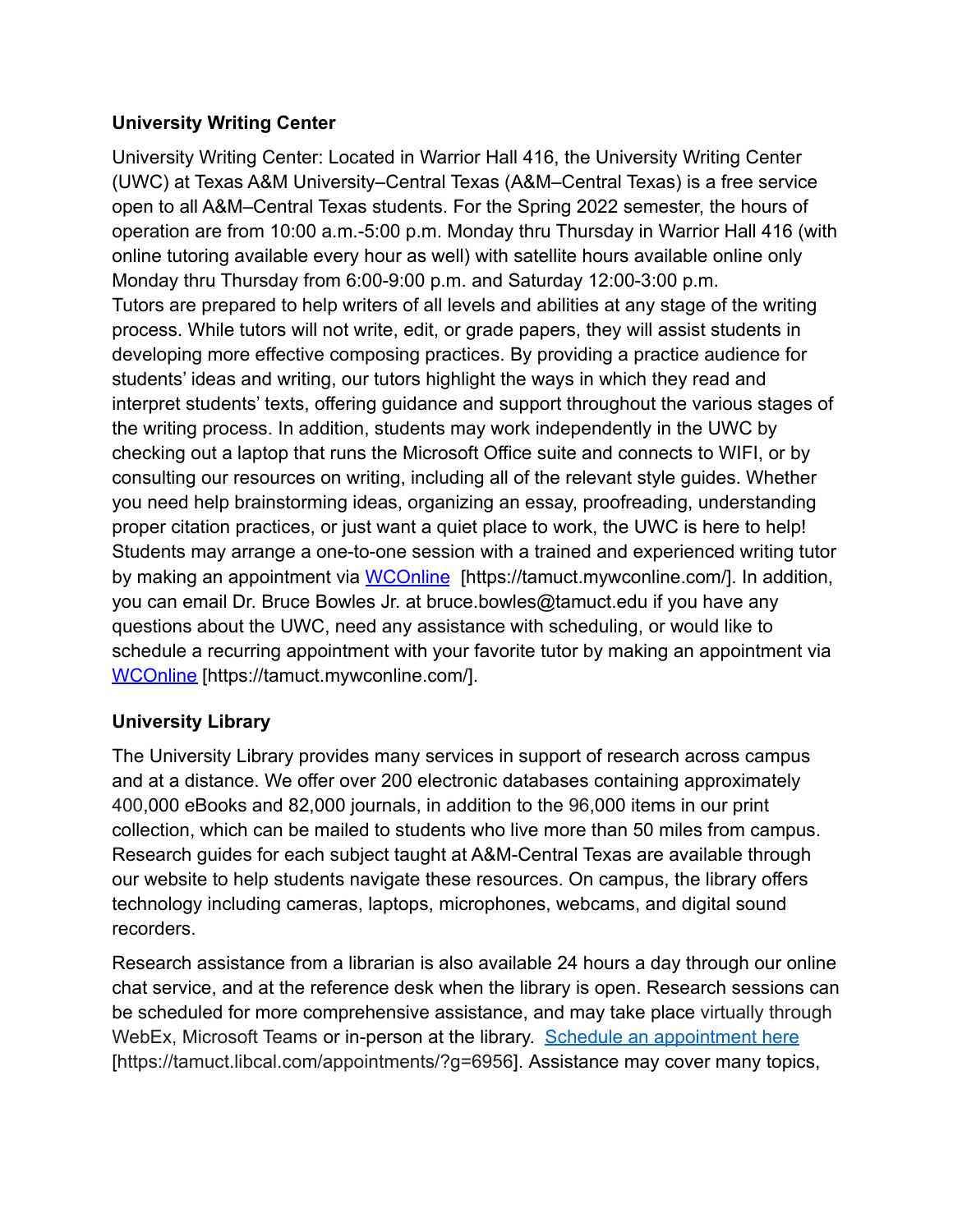**University Writing Center**

University Writing Center: Located in Warrior Hall 416, the University Writing Center (UWC) at Texas A&M University–Central Texas (A&M–Central Texas) is a free service open to all A&M–Central Texas students. For the Spring 2022 semester, the hours of operation are from 10:00 a.m.-5:00 p.m. Monday thru Thursday in Warrior Hall 416 (with online tutoring available every hour as well) with satellite hours available online only Monday thru Thursday from 6:00-9:00 p.m. and Saturday 12:00-3:00 p.m.
Tutors are prepared to help writers of all levels and abilities at any stage of the writing process. While tutors will not write, edit, or grade papers, they will assist students in developing more effective composing practices. By providing a practice audience for students' ideas and writing, our tutors highlight the ways in which they read and interpret students' texts, offering guidance and support throughout the various stages of the writing process. In addition, students may work independently in the UWC by checking out a laptop that runs the Microsoft Office suite and connects to WIFI, or by consulting our resources on writing, including all of the relevant style guides. Whether you need help brainstorming ideas, organizing an essay, proofreading, understanding proper citation practices, or just want a quiet place to work, the UWC is here to help!
Students may arrange a one-to-one session with a trained and experienced writing tutor by making an appointment via WCOnline [https://tamuct.mywconline.com/]. In addition, you can email Dr. Bruce Bowles Jr. at bruce.bowles@tamuct.edu if you have any questions about the UWC, need any assistance with scheduling, or would like to schedule a recurring appointment with your favorite tutor by making an appointment via WCOnline [https://tamuct.mywconline.com/].

**University Library**

The University Library provides many services in support of research across campus and at a distance. We offer over 200 electronic databases containing approximately 400,000 eBooks and 82,000 journals, in addition to the 96,000 items in our print collection, which can be mailed to students who live more than 50 miles from campus. Research guides for each subject taught at A&M-Central Texas are available through our website to help students navigate these resources. On campus, the library offers technology including cameras, laptops, microphones, webcams, and digital sound recorders.

Research assistance from a librarian is also available 24 hours a day through our online chat service, and at the reference desk when the library is open. Research sessions can be scheduled for more comprehensive assistance, and may take place virtually through WebEx, Microsoft Teams or in-person at the library. Schedule an appointment here [https://tamuct.libcal.com/appointments/?g=6956]. Assistance may cover many topics,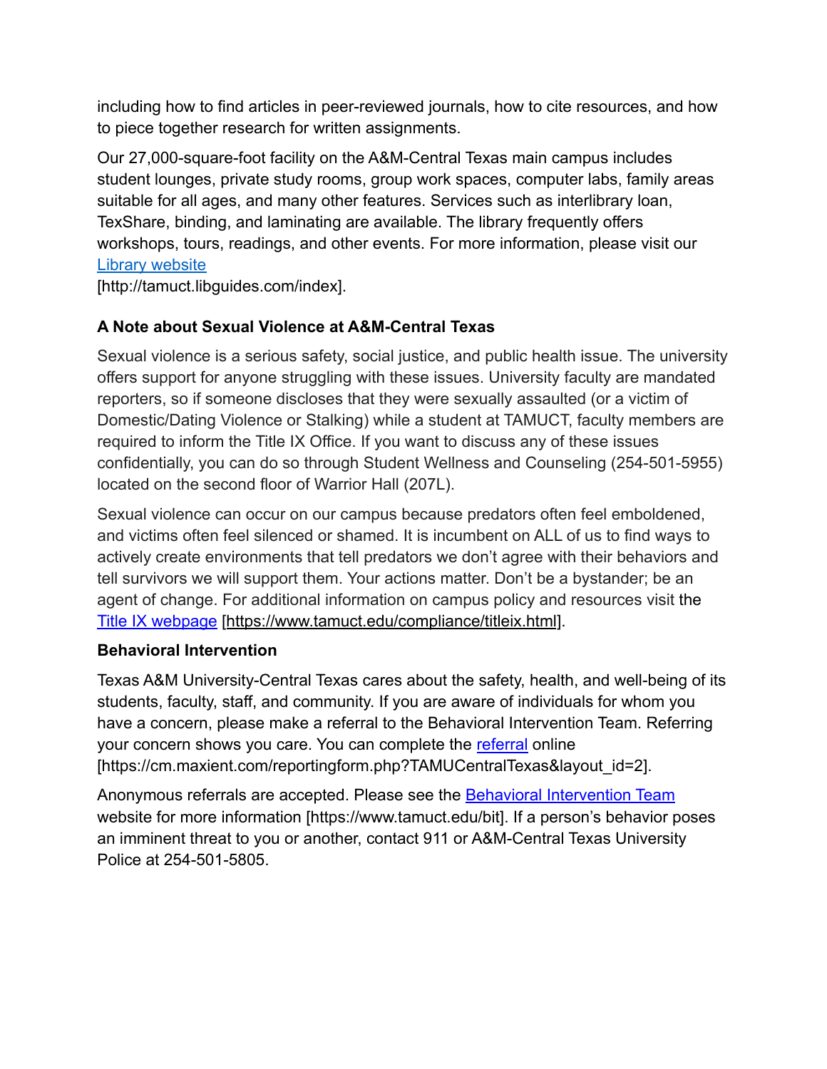including how to find articles in peer-reviewed journals, how to cite resources, and how to piece together research for written assignments.

Our 27,000-square-foot facility on the A&M-Central Texas main campus includes student lounges, private study rooms, group work spaces, computer labs, family areas suitable for all ages, and many other features. Services such as interlibrary loan, TexShare, binding, and laminating are available. The library frequently offers workshops, tours, readings, and other events. For more information, please visit our [Library website](http://tamuct.libguides.com/index)
[http://tamuct.libguides.com/index].

### A Note about Sexual Violence at A&M-Central Texas

Sexual violence is a serious safety, social justice, and public health issue. The university offers support for anyone struggling with these issues. University faculty are mandated reporters, so if someone discloses that they were sexually assaulted (or a victim of Domestic/Dating Violence or Stalking) while a student at TAMUCT, faculty members are required to inform the Title IX Office. If you want to discuss any of these issues confidentially, you can do so through Student Wellness and Counseling (254-501-5955) located on the second floor of Warrior Hall (207L).

Sexual violence can occur on our campus because predators often feel emboldened, and victims often feel silenced or shamed. It is incumbent on ALL of us to find ways to actively create environments that tell predators we don't agree with their behaviors and tell survivors we will support them. Your actions matter. Don't be a bystander; be an agent of change. For additional information on campus policy and resources visit the [Title IX webpage](https://www.tamuct.edu/compliance/titleix.html) [https://www.tamuct.edu/compliance/titleix.html].

### Behavioral Intervention

Texas A&M University-Central Texas cares about the safety, health, and well-being of its students, faculty, staff, and community. If you are aware of individuals for whom you have a concern, please make a referral to the Behavioral Intervention Team. Referring your concern shows you care. You can complete the [referral](https://cm.maxient.com/reportingform.php?TAMUCentralTexas&layout_id=2) online [https://cm.maxient.com/reportingform.php?TAMUCentralTexas&layout_id=2].

Anonymous referrals are accepted. Please see the [Behavioral Intervention Team](https://www.tamuct.edu/bit) website for more information [https://www.tamuct.edu/bit]. If a person's behavior poses an imminent threat to you or another, contact 911 or A&M-Central Texas University Police at 254-501-5805.